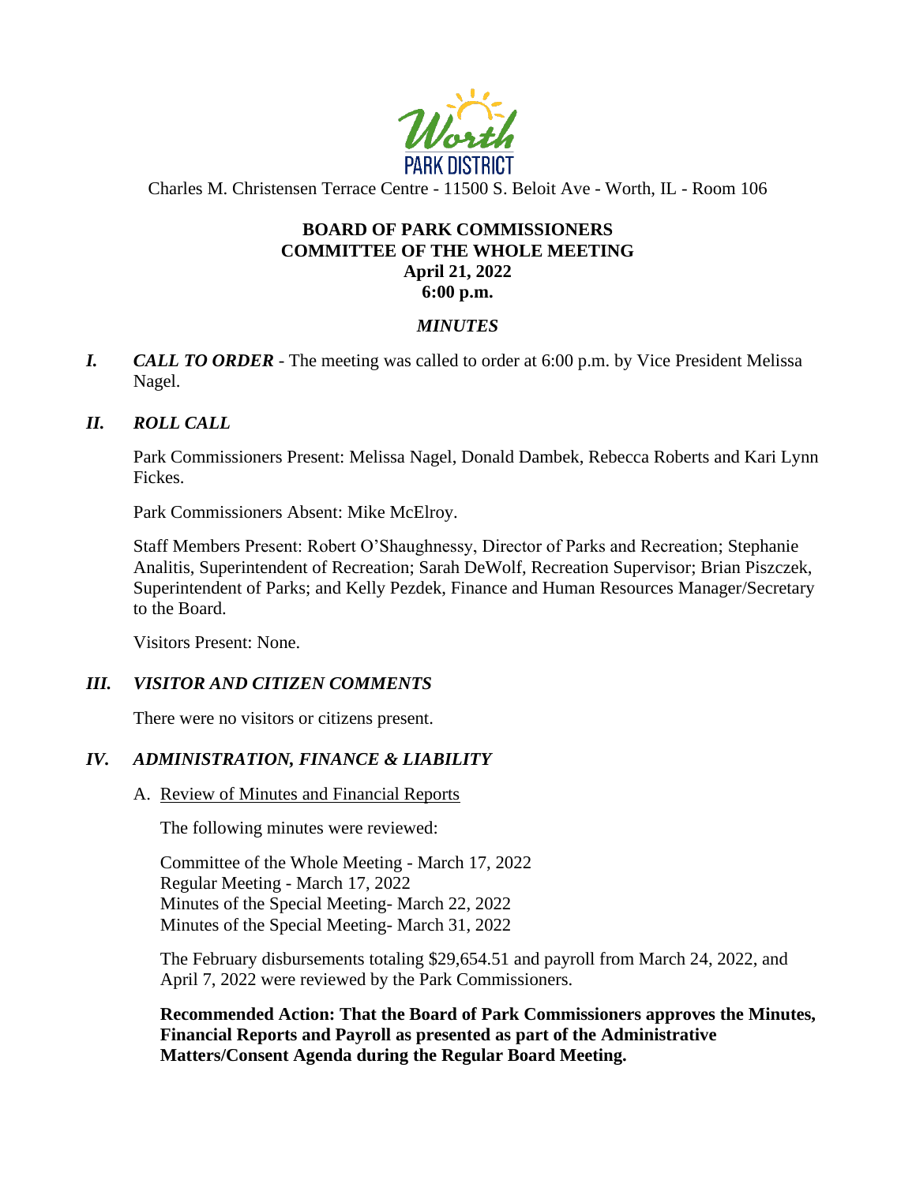Worth PARK DISTRICT

Charles M. Christensen Terrace Centre - 11500 S. Beloit Ave - Worth, IL - Room 106

**BOARD OF PARK COMMISSIONERS**
**COMMITTEE OF THE WHOLE MEETING**
**April 21, 2022**
**6:00 p.m.**

***MINUTES***

***I. CALL TO ORDER*** - The meeting was called to order at 6:00 p.m. by Vice President Melissa Nagel.

***II. ROLL CALL***

Park Commissioners Present: Melissa Nagel, Donald Dambek, Rebecca Roberts and Kari Lynn Fickes.

Park Commissioners Absent: Mike McElroy.

Staff Members Present: Robert O'Shaughnessy, Director of Parks and Recreation; Stephanie Analitis, Superintendent of Recreation; Sarah DeWolf, Recreation Supervisor; Brian Piszczek, Superintendent of Parks; and Kelly Pezdek, Finance and Human Resources Manager/Secretary to the Board.

Visitors Present: None.

***III. VISITOR AND CITIZEN COMMENTS***

There were no visitors or citizens present.

***IV. ADMINISTRATION, FINANCE & LIABILITY***

A. Review of Minutes and Financial Reports

The following minutes were reviewed:

Committee of the Whole Meeting - March 17, 2022
Regular Meeting - March 17, 2022
Minutes of the Special Meeting- March 22, 2022
Minutes of the Special Meeting- March 31, 2022

The February disbursements totaling $29,654.51 and payroll from March 24, 2022, and April 7, 2022 were reviewed by the Park Commissioners.

**Recommended Action: That the Board of Park Commissioners approves the Minutes, Financial Reports and Payroll as presented as part of the Administrative Matters/Consent Agenda during the Regular Board Meeting.**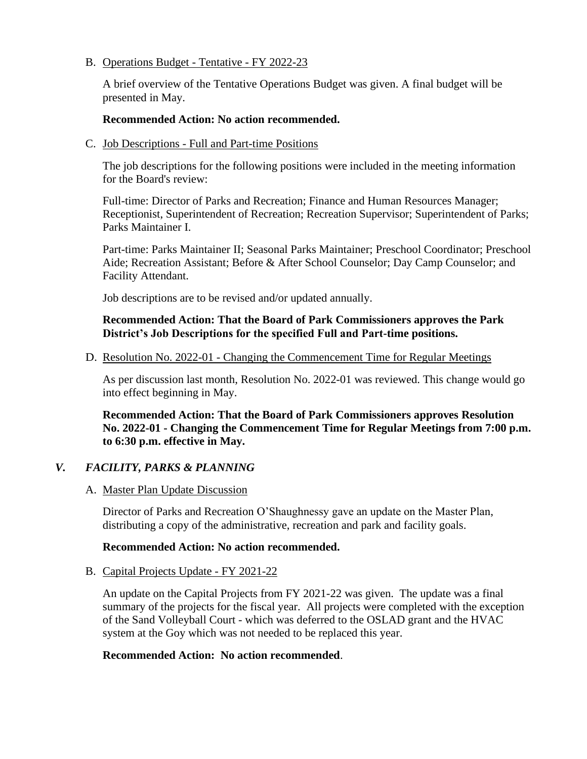B. Operations Budget - Tentative - FY 2022-23

A brief overview of the Tentative Operations Budget was given. A final budget will be presented in May.

**Recommended Action: No action recommended.**

C. Job Descriptions - Full and Part-time Positions

The job descriptions for the following positions were included in the meeting information for the Board's review:

Full-time: Director of Parks and Recreation; Finance and Human Resources Manager; Receptionist, Superintendent of Recreation; Recreation Supervisor; Superintendent of Parks; Parks Maintainer I.

Part-time: Parks Maintainer II; Seasonal Parks Maintainer; Preschool Coordinator; Preschool Aide; Recreation Assistant; Before & After School Counselor; Day Camp Counselor; and Facility Attendant.

Job descriptions are to be revised and/or updated annually.

**Recommended Action: That the Board of Park Commissioners approves the Park District's Job Descriptions for the specified Full and Part-time positions.**

D. Resolution No. 2022-01 - Changing the Commencement Time for Regular Meetings

As per discussion last month, Resolution No. 2022-01 was reviewed. This change would go into effect beginning in May.

**Recommended Action: That the Board of Park Commissioners approves Resolution No. 2022-01 - Changing the Commencement Time for Regular Meetings from 7:00 p.m. to 6:30 p.m. effective in May.**

## *V. FACILITY, PARKS & PLANNING*

A. Master Plan Update Discussion

Director of Parks and Recreation O'Shaughnessy gave an update on the Master Plan, distributing a copy of the administrative, recreation and park and facility goals.

**Recommended Action: No action recommended.**

B. Capital Projects Update - FY 2021-22

An update on the Capital Projects from FY 2021-22 was given. The update was a final summary of the projects for the fiscal year. All projects were completed with the exception of the Sand Volleyball Court - which was deferred to the OSLAD grant and the HVAC system at the Goy which was not needed to be replaced this year.

**Recommended Action: No action recommended**.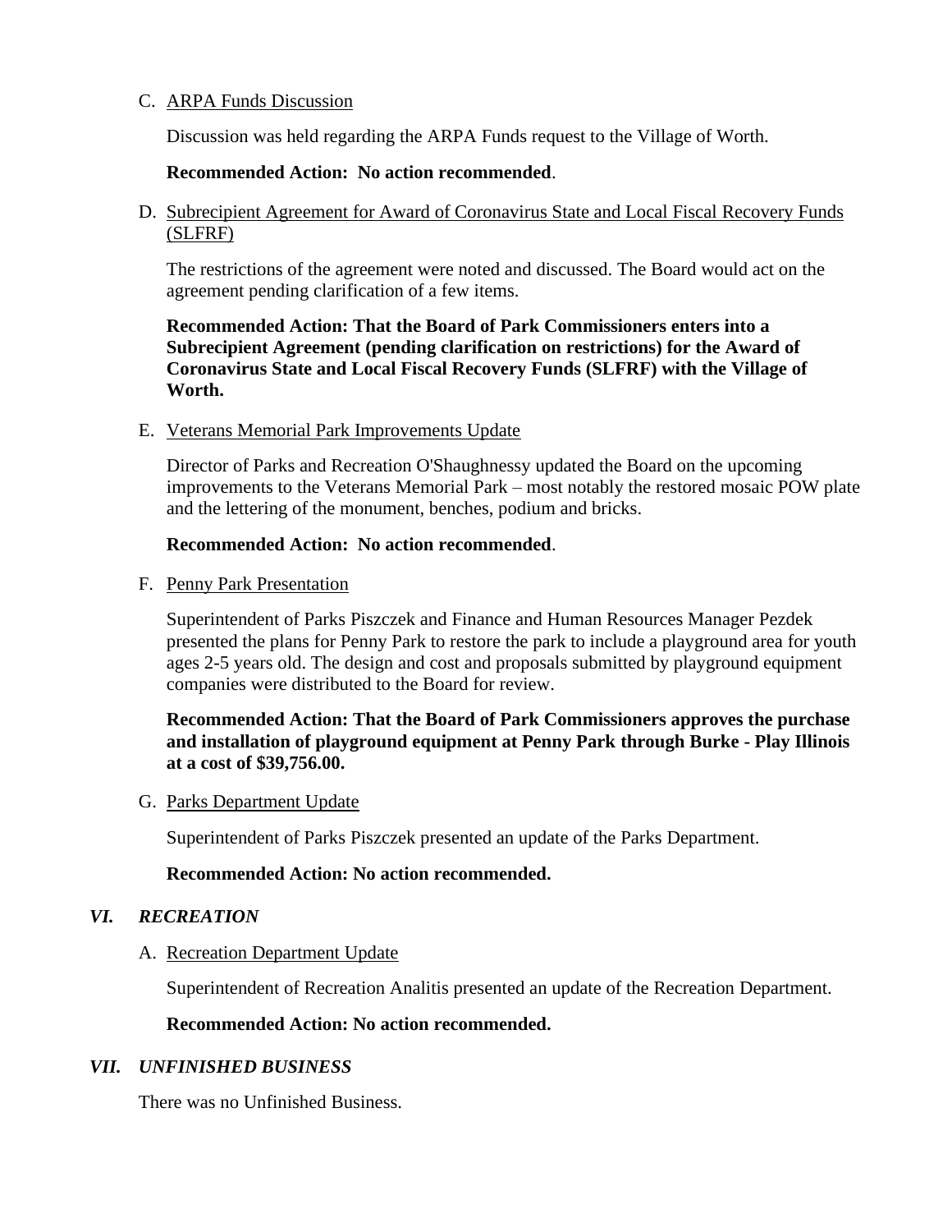C. <u>ARPA Funds Discussion</u>

Discussion was held regarding the ARPA Funds request to the Village of Worth.

**Recommended Action: No action recommended**.

D. <u>Subrecipient Agreement for Award of Coronavirus State and Local Fiscal Recovery Funds (SLFRF)</u>

The restrictions of the agreement were noted and discussed. The Board would act on the agreement pending clarification of a few items.

**Recommended Action: That the Board of Park Commissioners enters into a Subrecipient Agreement (pending clarification on restrictions) for the Award of Coronavirus State and Local Fiscal Recovery Funds (SLFRF) with the Village of Worth.**

E. <u>Veterans Memorial Park Improvements Update</u>

Director of Parks and Recreation O'Shaughnessy updated the Board on the upcoming improvements to the Veterans Memorial Park – most notably the restored mosaic POW plate and the lettering of the monument, benches, podium and bricks.

**Recommended Action: No action recommended**.

F. <u>Penny Park Presentation</u>

Superintendent of Parks Piszczek and Finance and Human Resources Manager Pezdek presented the plans for Penny Park to restore the park to include a playground area for youth ages 2-5 years old. The design and cost and proposals submitted by playground equipment companies were distributed to the Board for review.

**Recommended Action: That the Board of Park Commissioners approves the purchase and installation of playground equipment at Penny Park through Burke - Play Illinois at a cost of $39,756.00.**

G. <u>Parks Department Update</u>

Superintendent of Parks Piszczek presented an update of the Parks Department.

**Recommended Action: No action recommended.**

## *VI. RECREATION*

A. <u>Recreation Department Update</u>

Superintendent of Recreation Analitis presented an update of the Recreation Department.

**Recommended Action: No action recommended.**

## *VII. UNFINISHED BUSINESS*

There was no Unfinished Business.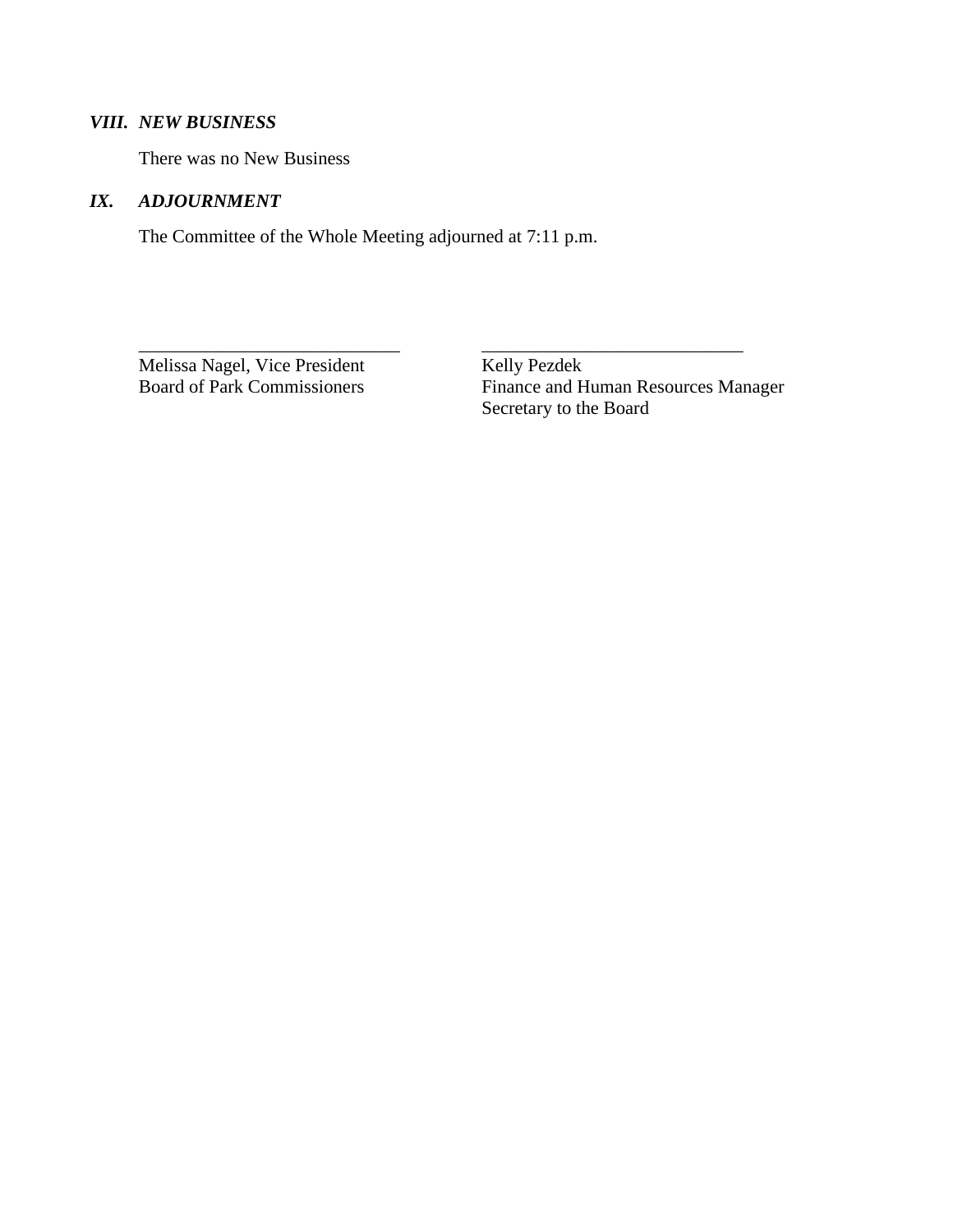### *VIII. NEW BUSINESS*

There was no New Business

### *IX. ADJOURNMENT*

The Committee of the Whole Meeting adjourned at 7:11 p.m.

| | |
|---|---|
| \_\_\_\_\_\_\_\_\_\_\_\_\_\_\_\_\_\_\_\_\_\_\_\_\_\_\_\_ | \_\_\_\_\_\_\_\_\_\_\_\_\_\_\_\_\_\_\_\_\_\_\_\_\_\_\_\_ |
| Melissa Nagel, Vice President | Kelly Pezdek |
| Board of Park Commissioners | Finance and Human Resources Manager |
| | Secretary to the Board |